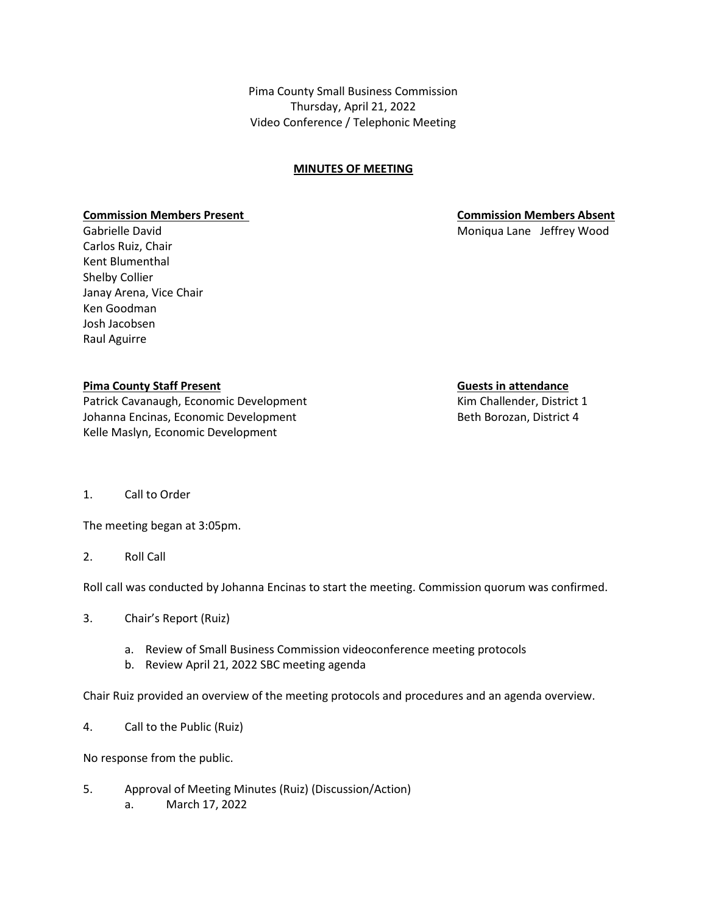Pima County Small Business Commission
Thursday, April 21, 2022
Video Conference / Telephonic Meeting

**MINUTES OF MEETING**

**Commission Members Present**

Gabrielle David
Carlos Ruiz, Chair
Kent Blumenthal
Shelby Collier
Janay Arena, Vice Chair
Ken Goodman
Josh Jacobsen
Raul Aguirre

**Commission Members Absent**

Moniqua Lane Jeffrey Wood

**Pima County Staff Present**

Patrick Cavanaugh, Economic Development
Johanna Encinas, Economic Development
Kelle Maslyn, Economic Development

**Guests in attendance**

Kim Challender, District 1
Beth Borozan, District 4

1. Call to Order

The meeting began at 3:05pm.

2. Roll Call

Roll call was conducted by Johanna Encinas to start the meeting. Commission quorum was confirmed.

3. Chair's Report (Ruiz)

   a. Review of Small Business Commission videoconference meeting protocols
   b. Review April 21, 2022 SBC meeting agenda

Chair Ruiz provided an overview of the meeting protocols and procedures and an agenda overview.

4. Call to the Public (Ruiz)

No response from the public.

5. Approval of Meeting Minutes (Ruiz) (Discussion/Action)
   a. March 17, 2022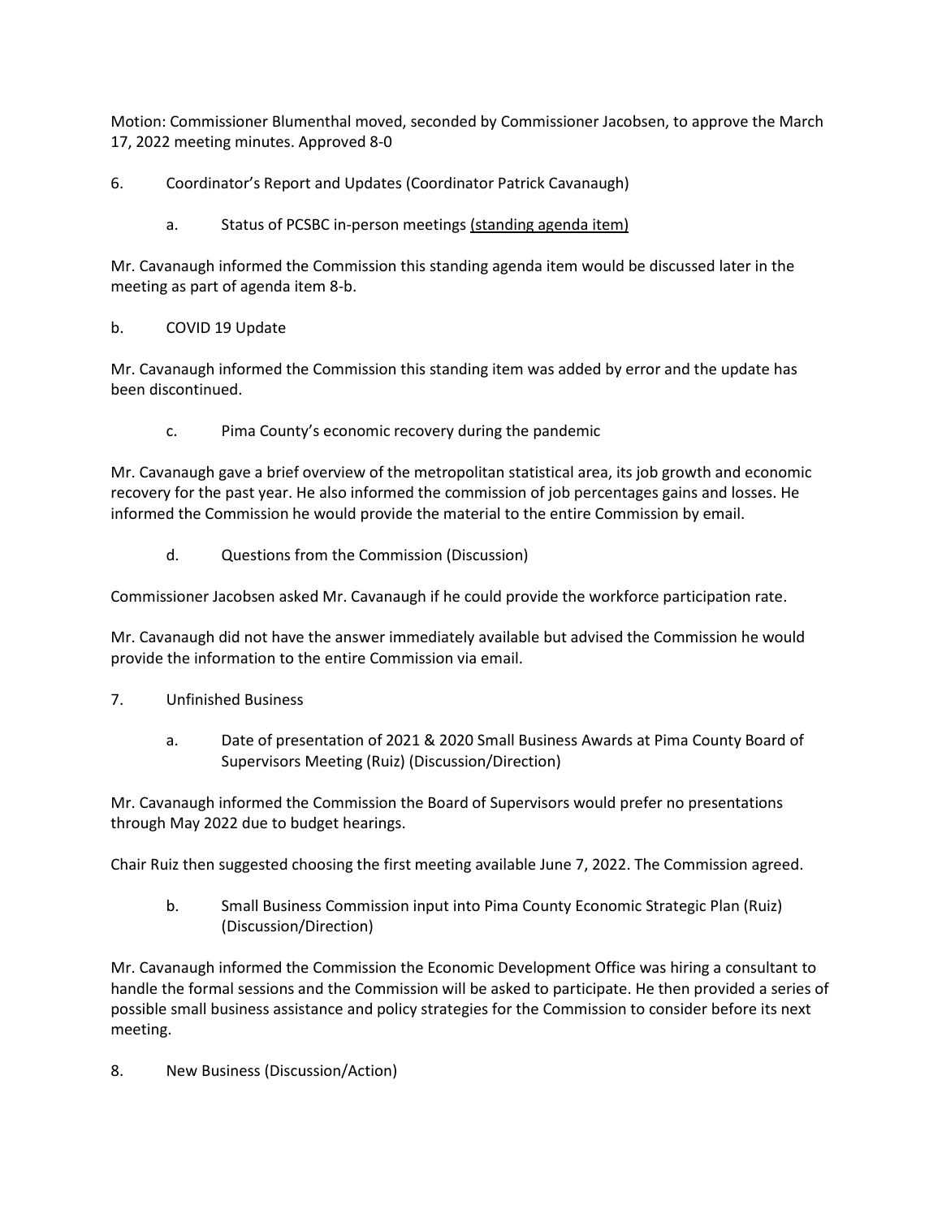Motion: Commissioner Blumenthal moved, seconded by Commissioner Jacobsen, to approve the March 17, 2022 meeting minutes. Approved 8-0

6. Coordinator's Report and Updates (Coordinator Patrick Cavanaugh)

   a. Status of PCSBC in-person meetings <u>(standing agenda item)</u>

Mr. Cavanaugh informed the Commission this standing agenda item would be discussed later in the meeting as part of agenda item 8-b.

b. COVID 19 Update

Mr. Cavanaugh informed the Commission this standing item was added by error and the update has been discontinued.

   c. Pima County's economic recovery during the pandemic

Mr. Cavanaugh gave a brief overview of the metropolitan statistical area, its job growth and economic recovery for the past year. He also informed the commission of job percentages gains and losses. He informed the Commission he would provide the material to the entire Commission by email.

   d. Questions from the Commission (Discussion)

Commissioner Jacobsen asked Mr. Cavanaugh if he could provide the workforce participation rate.

Mr. Cavanaugh did not have the answer immediately available but advised the Commission he would provide the information to the entire Commission via email.

7. Unfinished Business

   a. Date of presentation of 2021 & 2020 Small Business Awards at Pima County Board of Supervisors Meeting (Ruiz) (Discussion/Direction)

Mr. Cavanaugh informed the Commission the Board of Supervisors would prefer no presentations through May 2022 due to budget hearings.

Chair Ruiz then suggested choosing the first meeting available June 7, 2022. The Commission agreed.

   b. Small Business Commission input into Pima County Economic Strategic Plan (Ruiz) (Discussion/Direction)

Mr. Cavanaugh informed the Commission the Economic Development Office was hiring a consultant to handle the formal sessions and the Commission will be asked to participate. He then provided a series of possible small business assistance and policy strategies for the Commission to consider before its next meeting.

8. New Business (Discussion/Action)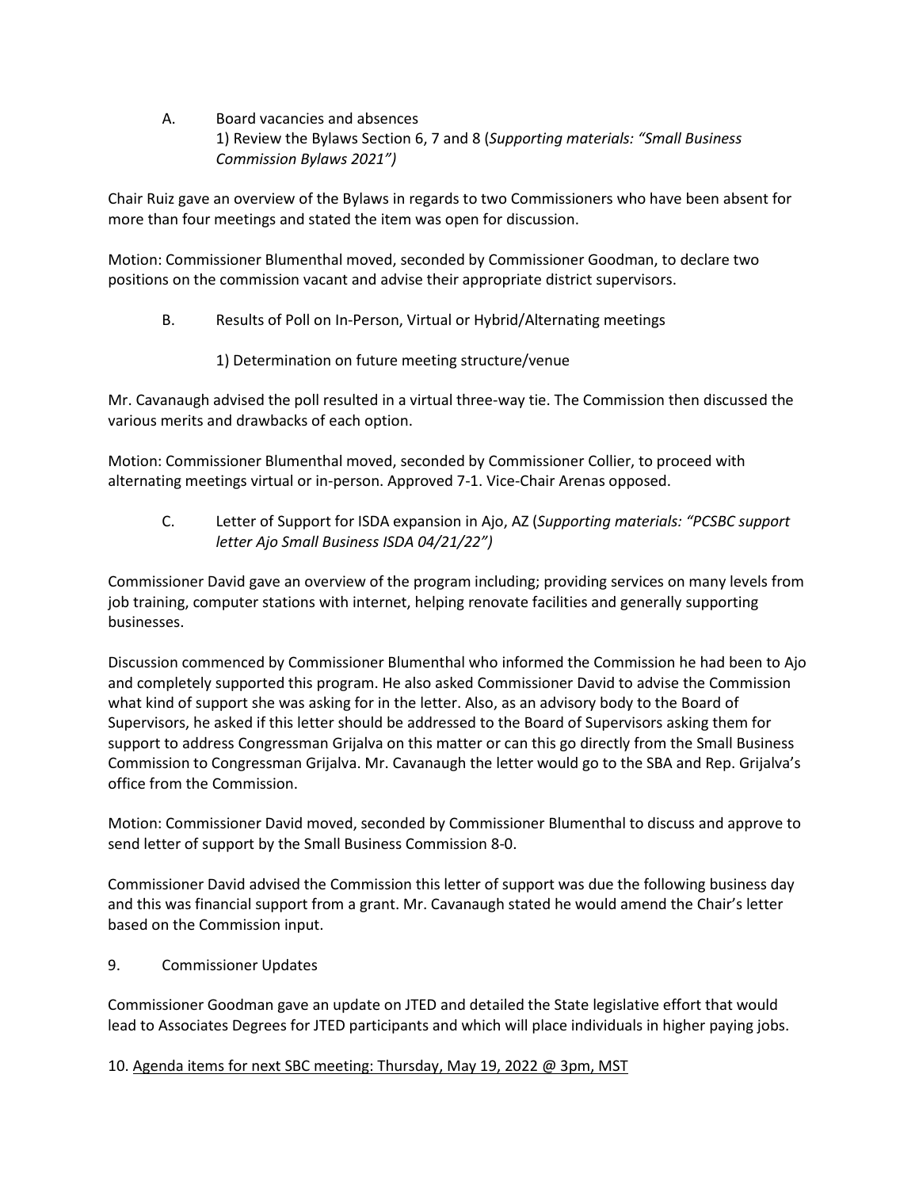A. Board vacancies and absences

1) Review the Bylaws Section 6, 7 and 8 (*Supporting materials: "Small Business Commission Bylaws 2021")*

Chair Ruiz gave an overview of the Bylaws in regards to two Commissioners who have been absent for more than four meetings and stated the item was open for discussion.

Motion: Commissioner Blumenthal moved, seconded by Commissioner Goodman, to declare two positions on the commission vacant and advise their appropriate district supervisors.

B. Results of Poll on In-Person, Virtual or Hybrid/Alternating meetings

1) Determination on future meeting structure/venue

Mr. Cavanaugh advised the poll resulted in a virtual three-way tie. The Commission then discussed the various merits and drawbacks of each option.

Motion: Commissioner Blumenthal moved, seconded by Commissioner Collier, to proceed with alternating meetings virtual or in-person. Approved 7-1. Vice-Chair Arenas opposed.

C. Letter of Support for ISDA expansion in Ajo, AZ (*Supporting materials: "PCSBC support letter Ajo Small Business ISDA 04/21/22")*

Commissioner David gave an overview of the program including; providing services on many levels from job training, computer stations with internet, helping renovate facilities and generally supporting businesses.

Discussion commenced by Commissioner Blumenthal who informed the Commission he had been to Ajo and completely supported this program. He also asked Commissioner David to advise the Commission what kind of support she was asking for in the letter. Also, as an advisory body to the Board of Supervisors, he asked if this letter should be addressed to the Board of Supervisors asking them for support to address Congressman Grijalva on this matter or can this go directly from the Small Business Commission to Congressman Grijalva. Mr. Cavanaugh the letter would go to the SBA and Rep. Grijalva's office from the Commission.

Motion: Commissioner David moved, seconded by Commissioner Blumenthal to discuss and approve to send letter of support by the Small Business Commission 8-0.

Commissioner David advised the Commission this letter of support was due the following business day and this was financial support from a grant. Mr. Cavanaugh stated he would amend the Chair's letter based on the Commission input.

9. Commissioner Updates

Commissioner Goodman gave an update on JTED and detailed the State legislative effort that would lead to Associates Degrees for JTED participants and which will place individuals in higher paying jobs.

10. <u>Agenda items for next SBC meeting: Thursday, May 19, 2022 @ 3pm, MST</u>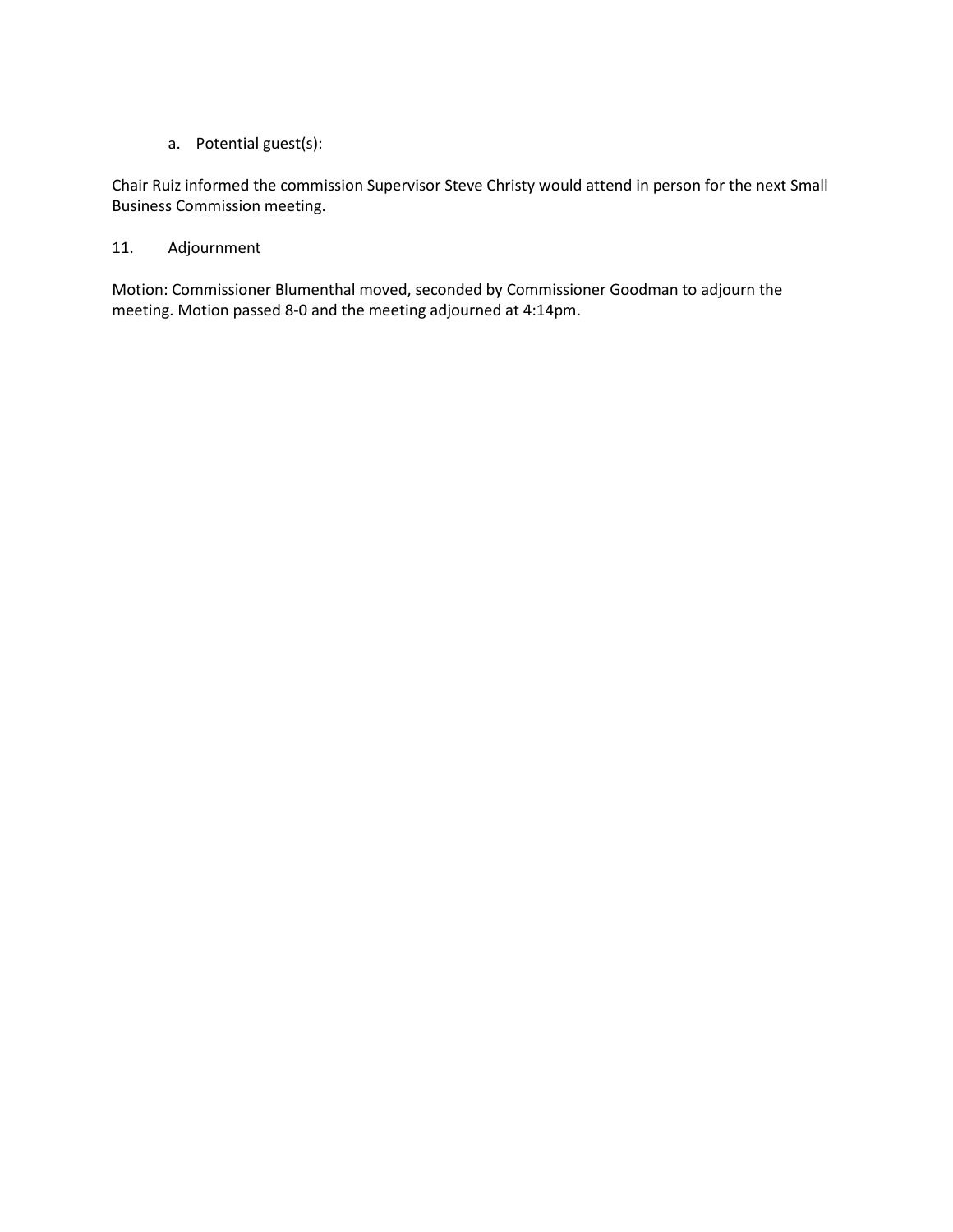a. Potential guest(s):

Chair Ruiz informed the commission Supervisor Steve Christy would attend in person for the next Small Business Commission meeting.

11. Adjournment

Motion: Commissioner Blumenthal moved, seconded by Commissioner Goodman to adjourn the meeting. Motion passed 8-0 and the meeting adjourned at 4:14pm.